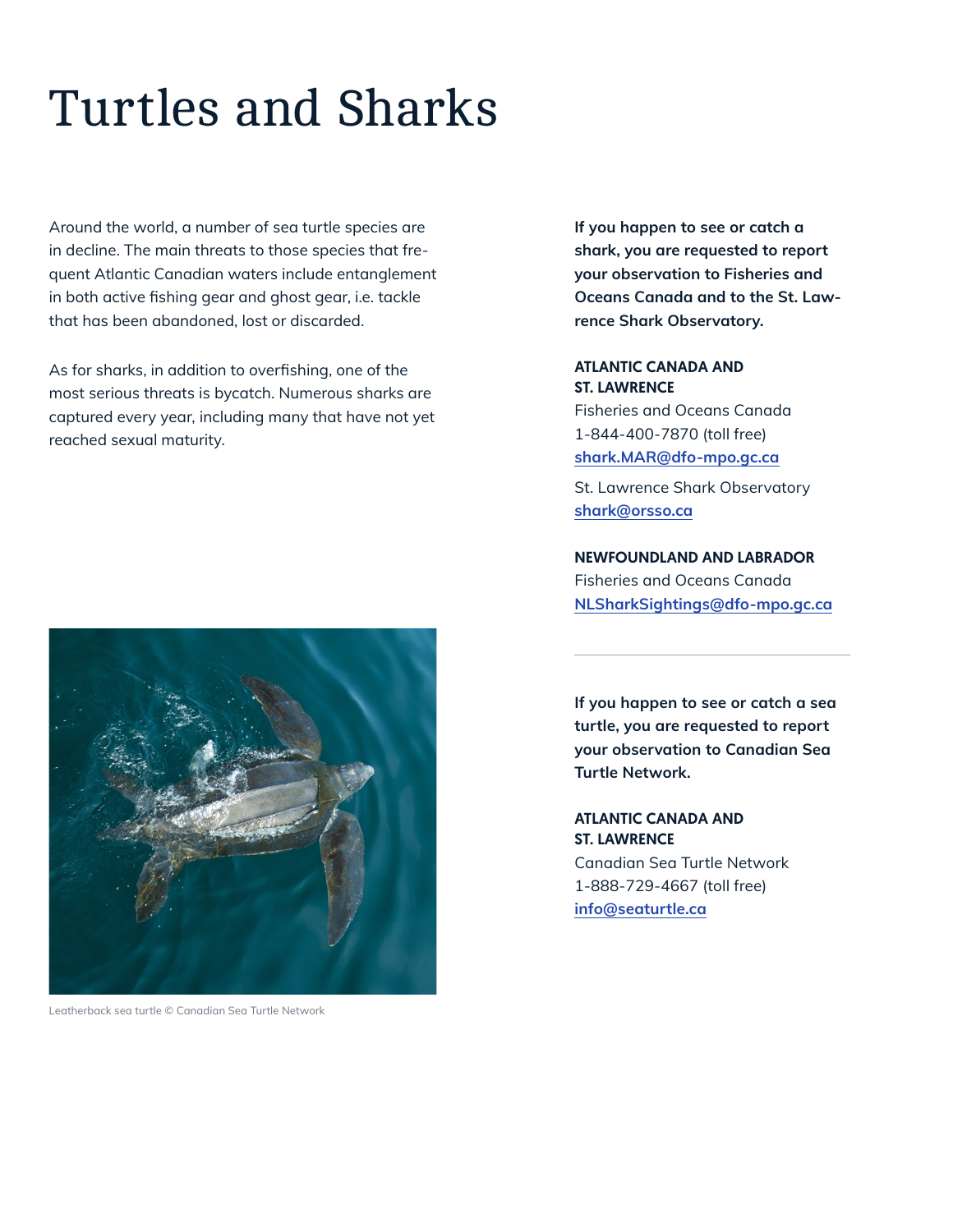# Turtles and Sharks

Around the world, a number of sea turtle species are in decline. The main threats to those species that frequent Atlantic Canadian waters include entanglement in both active fishing gear and ghost gear, i.e. tackle that has been abandoned, lost or discarded.

As for sharks, in addition to overfishing, one of the most serious threats is bycatch. Numerous sharks are captured every year, including many that have not yet reached sexual maturity.

Leatherback sea turtle © Canadian Sea Turtle Network

**If you happen to see or catch a shark, you are requested to report your observation to Fisheries and Oceans Canada and to the St. Lawrence Shark Observatory.**

**ATLANTIC CANADA AND ST. LAWRENCE**

Fisheries and Oceans Canada
1-844-400-7870 (toll free)
shark.MAR@dfo-mpo.gc.ca

St. Lawrence Shark Observatory
shark@orsso.ca

**NEWFOUNDLAND AND LABRADOR**

Fisheries and Oceans Canada
NLSharkSightings@dfo-mpo.gc.ca

---

**If you happen to see or catch a sea turtle, you are requested to report your observation to Canadian Sea Turtle Network.**

**ATLANTIC CANADA AND ST. LAWRENCE**

Canadian Sea Turtle Network
1-888-729-4667 (toll free)
info@seaturtle.ca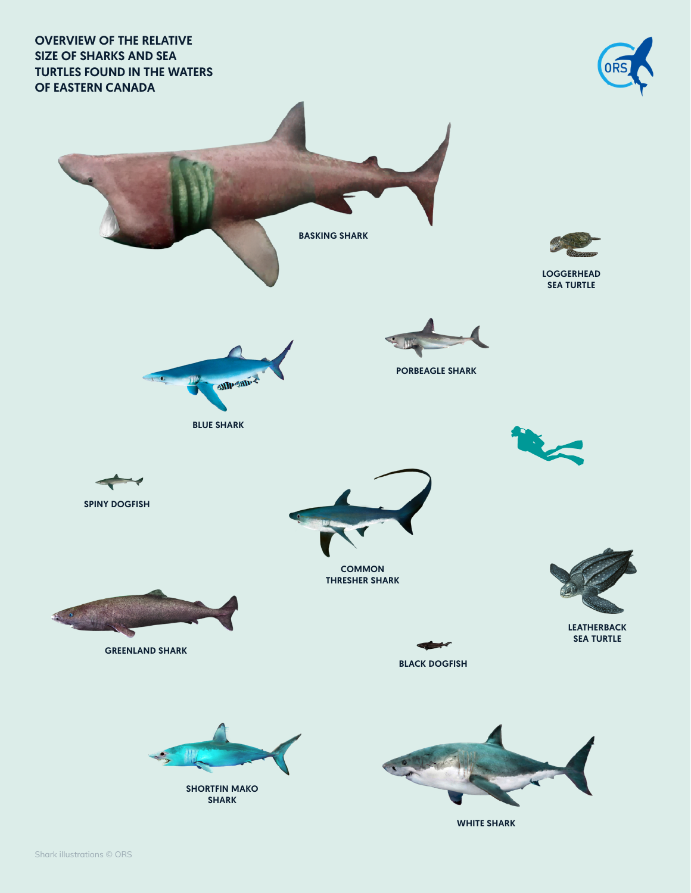# OVERVIEW OF THE RELATIVE SIZE OF SHARKS AND SEA TURTLES FOUND IN THE WATERS OF EASTERN CANADA

BASKING SHARK

LOGGERHEAD SEA TURTLE

PORBEAGLE SHARK

BLUE SHARK

SPINY DOGFISH

COMMON THRESHER SHARK

LEATHERBACK SEA TURTLE

GREENLAND SHARK

BLACK DOGFISH

SHORTFIN MAKO SHARK

WHITE SHARK

Shark illustrations © ORS